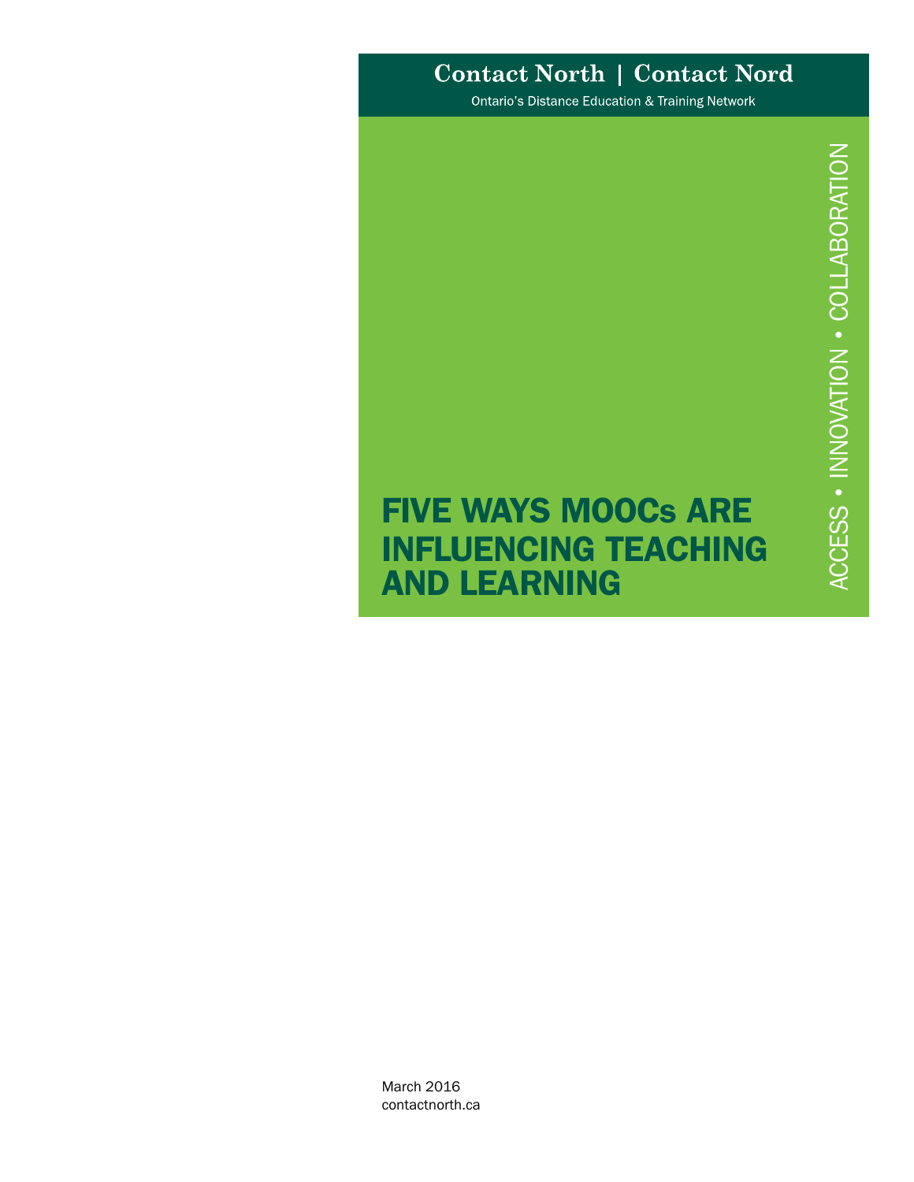**Contact North | Contact Nord**

Ontario's Distance Education & Training Network

ACCESS • INNOVATION • COLLABORATION

# FIVE WAYS MOOCs ARE INFLUENCING TEACHING AND LEARNING

March 2016
contactnorth.ca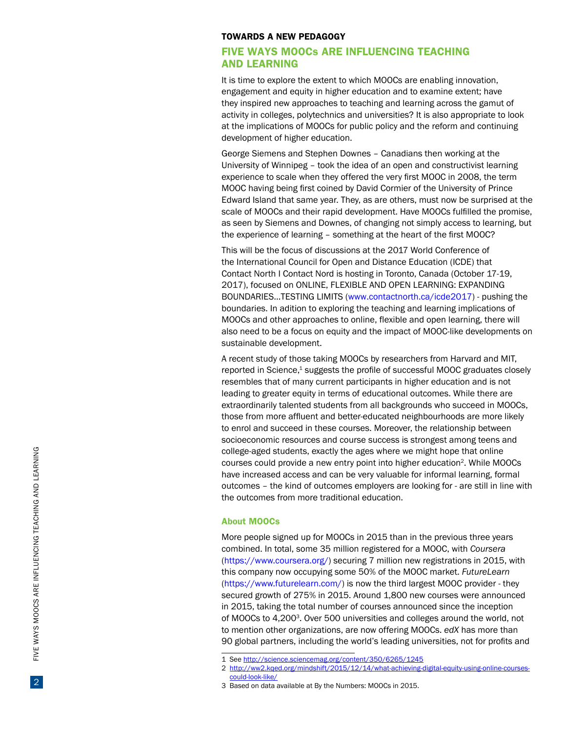TOWARDS A NEW PEDAGOGY

## FIVE WAYS MOOCs ARE INFLUENCING TEACHING AND LEARNING

It is time to explore the extent to which MOOCs are enabling innovation, engagement and equity in higher education and to examine extent; have they inspired new approaches to teaching and learning across the gamut of activity in colleges, polytechnics and universities? It is also appropriate to look at the implications of MOOCs for public policy and the reform and continuing development of higher education.

George Siemens and Stephen Downes – Canadians then working at the University of Winnipeg – took the idea of an open and constructivist learning experience to scale when they offered the very first MOOC in 2008, the term MOOC having being first coined by David Cormier of the University of Prince Edward Island that same year. They, as are others, must now be surprised at the scale of MOOCs and their rapid development. Have MOOCs fulfilled the promise, as seen by Siemens and Downes, of changing not simply access to learning, but the experience of learning – something at the heart of the first MOOC?

This will be the focus of discussions at the 2017 World Conference of the International Council for Open and Distance Education (ICDE) that Contact North I Contact Nord is hosting in Toronto, Canada (October 17-19, 2017), focused on ONLINE, FLEXIBLE AND OPEN LEARNING: EXPANDING BOUNDARIES…TESTING LIMITS (www.contactnorth.ca/icde2017) - pushing the boundaries. In adition to exploring the teaching and learning implications of MOOCs and other approaches to online, flexible and open learning, there will also need to be a focus on equity and the impact of MOOC-like developments on sustainable development.

A recent study of those taking MOOCs by researchers from Harvard and MIT, reported in Science,[1] suggests the profile of successful MOOC graduates closely resembles that of many current participants in higher education and is not leading to greater equity in terms of educational outcomes. While there are extraordinarily talented students from all backgrounds who succeed in MOOCs, those from more affluent and better-educated neighbourhoods are more likely to enrol and succeed in these courses. Moreover, the relationship between socioeconomic resources and course success is strongest among teens and college-aged students, exactly the ages where we might hope that online courses could provide a new entry point into higher education[2]. While MOOCs have increased access and can be very valuable for informal learning, formal outcomes – the kind of outcomes employers are looking for - are still in line with the outcomes from more traditional education.

### About MOOCs

More people signed up for MOOCs in 2015 than in the previous three years combined. In total, some 35 million registered for a MOOC, with *Coursera* (https://www.coursera.org/) securing 7 million new registrations in 2015, with this company now occupying some 50% of the MOOC market. *FutureLearn* (https://www.futurelearn.com/) is now the third largest MOOC provider - they secured growth of 275% in 2015. Around 1,800 new courses were announced in 2015, taking the total number of courses announced since the inception of MOOCs to 4,200[3]. Over 500 universities and colleges around the world, not to mention other organizations, are now offering MOOCs. *edX* has more than 90 global partners, including the world's leading universities, not for profits and

---

1 See http://science.sciencemag.org/content/350/6265/1245

2 http://ww2.kqed.org/mindshift/2015/12/14/what-achieving-digital-equity-using-online-courses-could-look-like/

3 Based on data available at By the Numbers: MOOCs in 2015.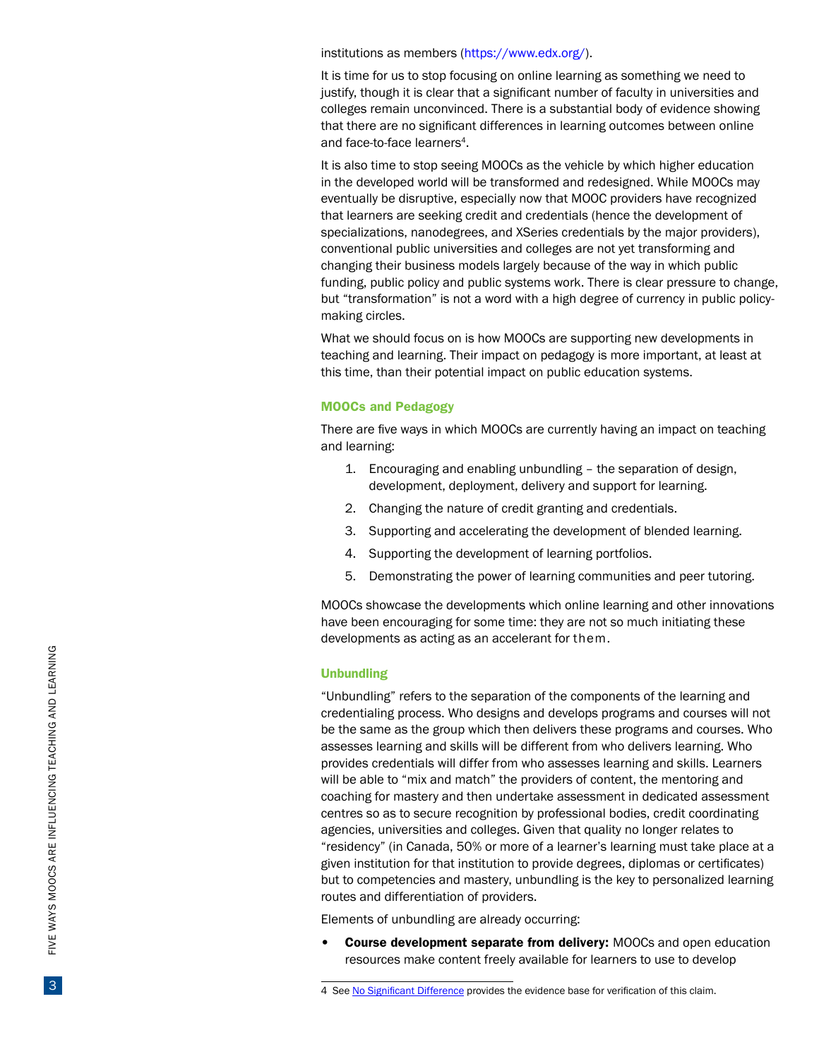institutions as members (https://www.edx.org/).

It is time for us to stop focusing on online learning as something we need to justify, though it is clear that a significant number of faculty in universities and colleges remain unconvinced. There is a substantial body of evidence showing that there are no significant differences in learning outcomes between online and face-to-face learners[4].

It is also time to stop seeing MOOCs as the vehicle by which higher education in the developed world will be transformed and redesigned. While MOOCs may eventually be disruptive, especially now that MOOC providers have recognized that learners are seeking credit and credentials (hence the development of specializations, nanodegrees, and XSeries credentials by the major providers), conventional public universities and colleges are not yet transforming and changing their business models largely because of the way in which public funding, public policy and public systems work. There is clear pressure to change, but "transformation" is not a word with a high degree of currency in public policy-making circles.

What we should focus on is how MOOCs are supporting new developments in teaching and learning. Their impact on pedagogy is more important, at least at this time, than their potential impact on public education systems.

### MOOCs and Pedagogy

There are five ways in which MOOCs are currently having an impact on teaching and learning:

1. Encouraging and enabling unbundling – the separation of design, development, deployment, delivery and support for learning.
2. Changing the nature of credit granting and credentials.
3. Supporting and accelerating the development of blended learning.
4. Supporting the development of learning portfolios.
5. Demonstrating the power of learning communities and peer tutoring.

MOOCs showcase the developments which online learning and other innovations have been encouraging for some time: they are not so much initiating these developments as acting as an accelerant for them.

### Unbundling

"Unbundling" refers to the separation of the components of the learning and credentialing process. Who designs and develops programs and courses will not be the same as the group which then delivers these programs and courses. Who assesses learning and skills will be different from who delivers learning. Who provides credentials will differ from who assesses learning and skills. Learners will be able to "mix and match" the providers of content, the mentoring and coaching for mastery and then undertake assessment in dedicated assessment centres so as to secure recognition by professional bodies, credit coordinating agencies, universities and colleges. Given that quality no longer relates to "residency" (in Canada, 50% or more of a learner's learning must take place at a given institution for that institution to provide degrees, diplomas or certificates) but to competencies and mastery, unbundling is the key to personalized learning routes and differentiation of providers.

Elements of unbundling are already occurring:

- **Course development separate from delivery:** MOOCs and open education resources make content freely available for learners to use to develop

4 See No Significant Difference provides the evidence base for verification of this claim.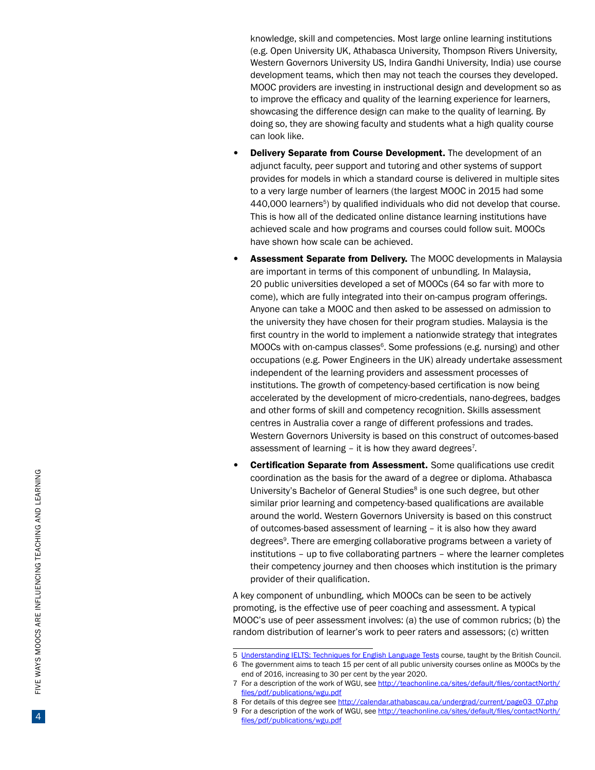knowledge, skill and competencies. Most large online learning institutions (e.g. Open University UK, Athabasca University, Thompson Rivers University, Western Governors University US, Indira Gandhi University, India) use course development teams, which then may not teach the courses they developed. MOOC providers are investing in instructional design and development so as to improve the efficacy and quality of the learning experience for learners, showcasing the difference design can make to the quality of learning. By doing so, they are showing faculty and students what a high quality course can look like.

- **Delivery Separate from Course Development.** The development of an adjunct faculty, peer support and tutoring and other systems of support provides for models in which a standard course is delivered in multiple sites to a very large number of learners (the largest MOOC in 2015 had some 440,000 learners[5]) by qualified individuals who did not develop that course. This is how all of the dedicated online distance learning institutions have achieved scale and how programs and courses could follow suit. MOOCs have shown how scale can be achieved.
- **Assessment Separate from Delivery.** The MOOC developments in Malaysia are important in terms of this component of unbundling. In Malaysia, 20 public universities developed a set of MOOCs (64 so far with more to come), which are fully integrated into their on-campus program offerings. Anyone can take a MOOC and then asked to be assessed on admission to the university they have chosen for their program studies. Malaysia is the first country in the world to implement a nationwide strategy that integrates MOOCs with on-campus classes[6]. Some professions (e.g. nursing) and other occupations (e.g. Power Engineers in the UK) already undertake assessment independent of the learning providers and assessment processes of institutions. The growth of competency-based certification is now being accelerated by the development of micro-credentials, nano-degrees, badges and other forms of skill and competency recognition. Skills assessment centres in Australia cover a range of different professions and trades. Western Governors University is based on this construct of outcomes-based assessment of learning – it is how they award degrees[7].
- **Certification Separate from Assessment.** Some qualifications use credit coordination as the basis for the award of a degree or diploma. Athabasca University's Bachelor of General Studies[8] is one such degree, but other similar prior learning and competency-based qualifications are available around the world. Western Governors University is based on this construct of outcomes-based assessment of learning – it is also how they award degrees[9]. There are emerging collaborative programs between a variety of institutions – up to five collaborating partners – where the learner completes their competency journey and then chooses which institution is the primary provider of their qualification.

A key component of unbundling, which MOOCs can be seen to be actively promoting, is the effective use of peer coaching and assessment. A typical MOOC's use of peer assessment involves: (a) the use of common rubrics; (b) the random distribution of learner's work to peer raters and assessors; (c) written

---

5 Understanding IELTS: Techniques for English Language Tests course, taught by the British Council.

6 The government aims to teach 15 per cent of all public university courses online as MOOCs by the end of 2016, increasing to 30 per cent by the year 2020.

7 For a description of the work of WGU, see http://teachonline.ca/sites/default/files/contactNorth/files/pdf/publications/wgu.pdf

8 For details of this degree see http://calendar.athabascau.ca/undergrad/current/page03_07.php

9 For a description of the work of WGU, see http://teachonline.ca/sites/default/files/contactNorth/files/pdf/publications/wgu.pdf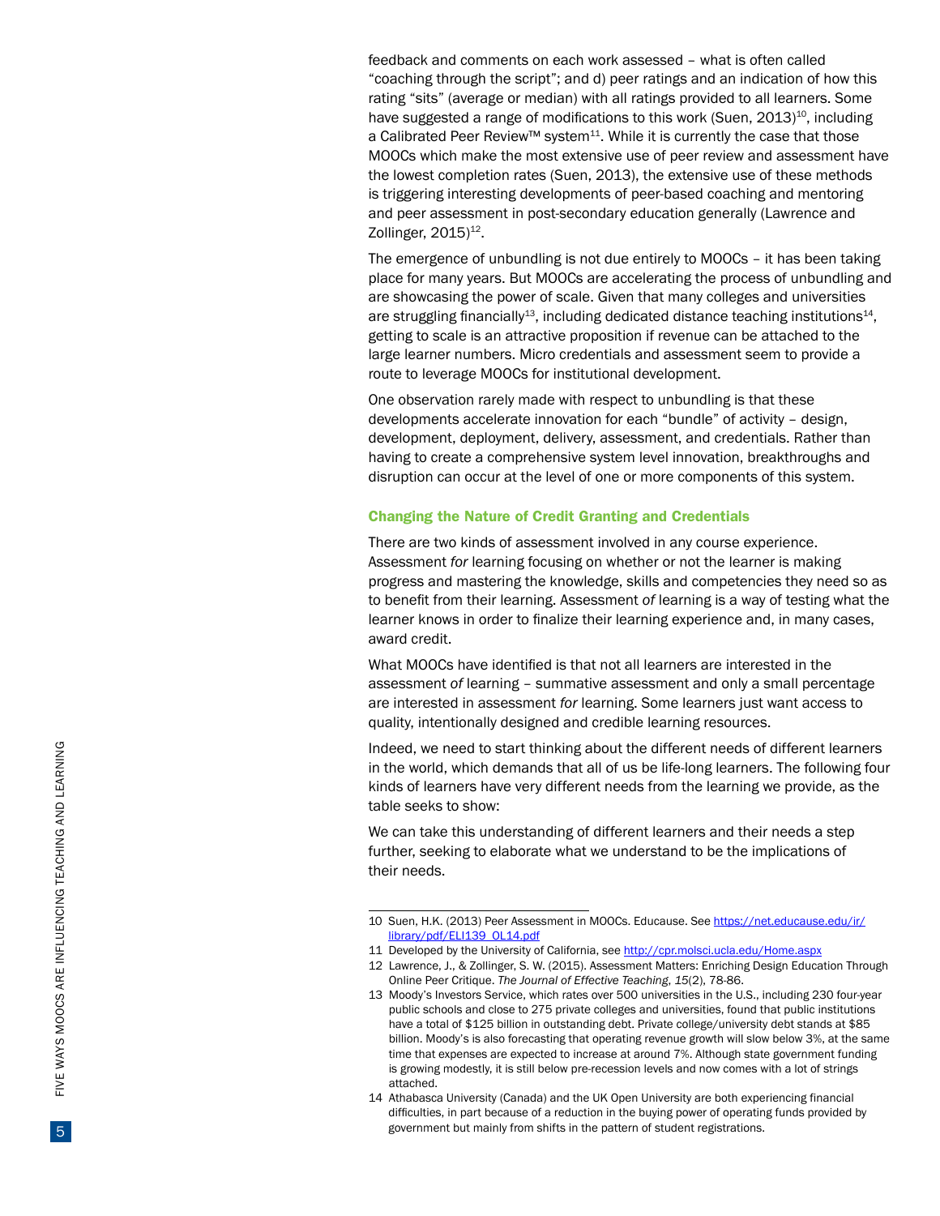feedback and comments on each work assessed – what is often called "coaching through the script"; and d) peer ratings and an indication of how this rating "sits" (average or median) with all ratings provided to all learners. Some have suggested a range of modifications to this work (Suen, 2013)[10], including a Calibrated Peer Review™ system[11]. While it is currently the case that those MOOCs which make the most extensive use of peer review and assessment have the lowest completion rates (Suen, 2013), the extensive use of these methods is triggering interesting developments of peer-based coaching and mentoring and peer assessment in post-secondary education generally (Lawrence and Zollinger, 2015)[12].

The emergence of unbundling is not due entirely to MOOCs – it has been taking place for many years. But MOOCs are accelerating the process of unbundling and are showcasing the power of scale. Given that many colleges and universities are struggling financially[13], including dedicated distance teaching institutions[14], getting to scale is an attractive proposition if revenue can be attached to the large learner numbers. Micro credentials and assessment seem to provide a route to leverage MOOCs for institutional development.

One observation rarely made with respect to unbundling is that these developments accelerate innovation for each "bundle" of activity – design, development, deployment, delivery, assessment, and credentials. Rather than having to create a comprehensive system level innovation, breakthroughs and disruption can occur at the level of one or more components of this system.

### Changing the Nature of Credit Granting and Credentials

There are two kinds of assessment involved in any course experience. Assessment *for* learning focusing on whether or not the learner is making progress and mastering the knowledge, skills and competencies they need so as to benefit from their learning. Assessment *of* learning is a way of testing what the learner knows in order to finalize their learning experience and, in many cases, award credit.

What MOOCs have identified is that not all learners are interested in the assessment *of* learning – summative assessment and only a small percentage are interested in assessment *for* learning. Some learners just want access to quality, intentionally designed and credible learning resources.

Indeed, we need to start thinking about the different needs of different learners in the world, which demands that all of us be life-long learners. The following four kinds of learners have very different needs from the learning we provide, as the table seeks to show:

We can take this understanding of different learners and their needs a step further, seeking to elaborate what we understand to be the implications of their needs.

---

10 Suen, H.K. (2013) Peer Assessment in MOOCs. Educause. See https://net.educause.edu/ir/library/pdf/ELI139_OL14.pdf

11 Developed by the University of California, see http://cpr.molsci.ucla.edu/Home.aspx

12 Lawrence, J., & Zollinger, S. W. (2015). Assessment Matters: Enriching Design Education Through Online Peer Critique. *The Journal of Effective Teaching*, *15*(2), 78-86.

13 Moody's Investors Service, which rates over 500 universities in the U.S., including 230 four-year public schools and close to 275 private colleges and universities, found that public institutions have a total of $125 billion in outstanding debt. Private college/university debt stands at $85 billion. Moody's is also forecasting that operating revenue growth will slow below 3%, at the same time that expenses are expected to increase at around 7%. Although state government funding is growing modestly, it is still below pre-recession levels and now comes with a lot of strings attached.

14 Athabasca University (Canada) and the UK Open University are both experiencing financial difficulties, in part because of a reduction in the buying power of operating funds provided by government but mainly from shifts in the pattern of student registrations.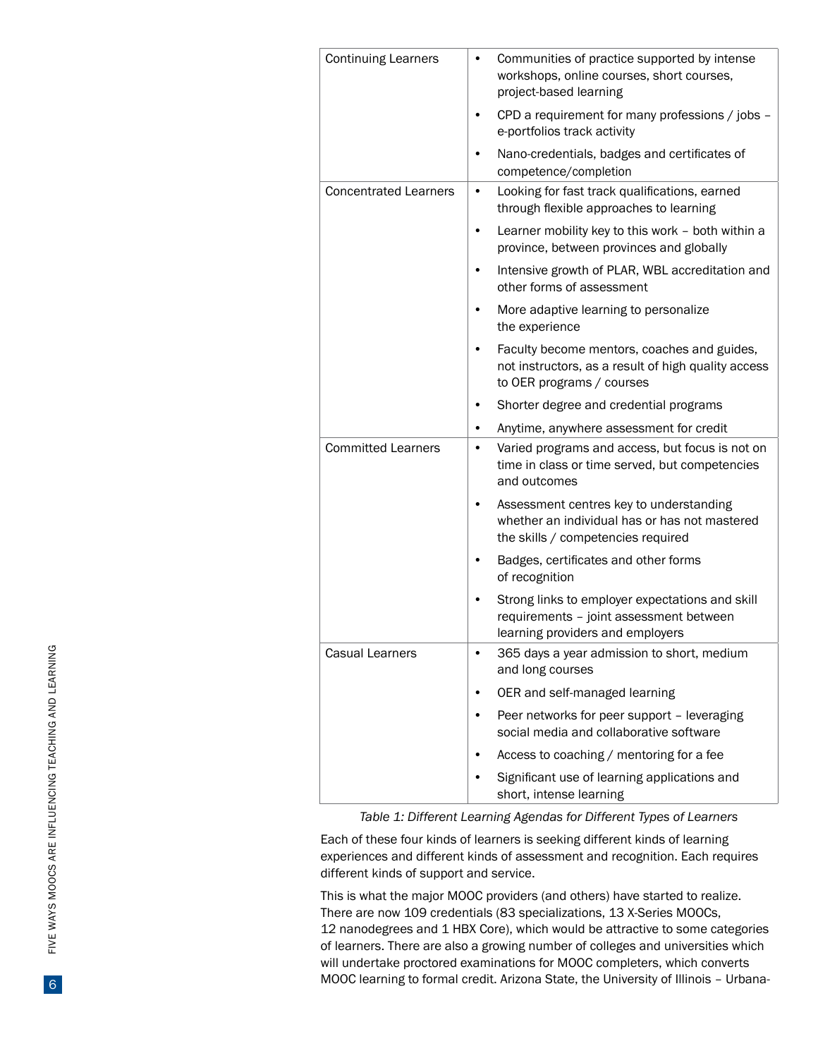| | |
|---|---|
| Continuing Learners | • Communities of practice supported by intense workshops, online courses, short courses, project-based learning<br>• CPD a requirement for many professions / jobs – e-portfolios track activity<br>• Nano-credentials, badges and certificates of competence/completion |
| Concentrated Learners | • Looking for fast track qualifications, earned through flexible approaches to learning<br>• Learner mobility key to this work – both within a province, between provinces and globally<br>• Intensive growth of PLAR, WBL accreditation and other forms of assessment<br>• More adaptive learning to personalize the experience<br>• Faculty become mentors, coaches and guides, not instructors, as a result of high quality access to OER programs / courses<br>• Shorter degree and credential programs<br>• Anytime, anywhere assessment for credit |
| Committed Learners | • Varied programs and access, but focus is not on time in class or time served, but competencies and outcomes<br>• Assessment centres key to understanding whether an individual has or has not mastered the skills / competencies required<br>• Badges, certificates and other forms of recognition<br>• Strong links to employer expectations and skill requirements – joint assessment between learning providers and employers |
| Casual Learners | • 365 days a year admission to short, medium and long courses<br>• OER and self-managed learning<br>• Peer networks for peer support – leveraging social media and collaborative software<br>• Access to coaching / mentoring for a fee<br>• Significant use of learning applications and short, intense learning |

*Table 1: Different Learning Agendas for Different Types of Learners*

Each of these four kinds of learners is seeking different kinds of learning experiences and different kinds of assessment and recognition. Each requires different kinds of support and service.

This is what the major MOOC providers (and others) have started to realize. There are now 109 credentials (83 specializations, 13 X-Series MOOCs, 12 nanodegrees and 1 HBX Core), which would be attractive to some categories of learners. There are also a growing number of colleges and universities which will undertake proctored examinations for MOOC completers, which converts MOOC learning to formal credit. Arizona State, the University of Illinois – Urbana-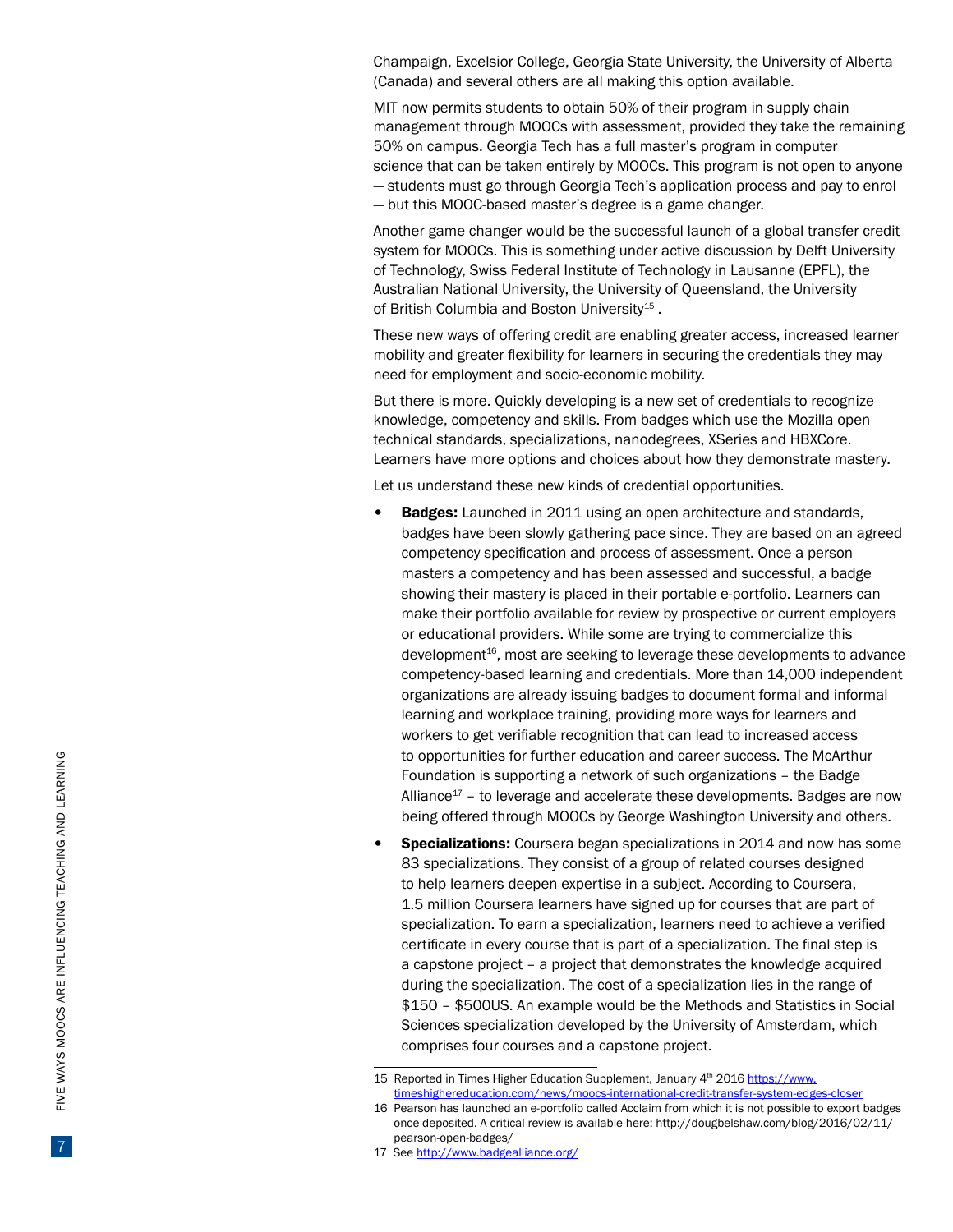Champaign, Excelsior College, Georgia State University, the University of Alberta (Canada) and several others are all making this option available.

MIT now permits students to obtain 50% of their program in supply chain management through MOOCs with assessment, provided they take the remaining 50% on campus. Georgia Tech has a full master's program in computer science that can be taken entirely by MOOCs. This program is not open to anyone — students must go through Georgia Tech's application process and pay to enrol — but this MOOC-based master's degree is a game changer.

Another game changer would be the successful launch of a global transfer credit system for MOOCs. This is something under active discussion by Delft University of Technology, Swiss Federal Institute of Technology in Lausanne (EPFL), the Australian National University, the University of Queensland, the University of British Columbia and Boston University[15] .

These new ways of offering credit are enabling greater access, increased learner mobility and greater flexibility for learners in securing the credentials they may need for employment and socio-economic mobility.

But there is more. Quickly developing is a new set of credentials to recognize knowledge, competency and skills. From badges which use the Mozilla open technical standards, specializations, nanodegrees, XSeries and HBXCore. Learners have more options and choices about how they demonstrate mastery.

Let us understand these new kinds of credential opportunities.

- **Badges:** Launched in 2011 using an open architecture and standards, badges have been slowly gathering pace since. They are based on an agreed competency specification and process of assessment. Once a person masters a competency and has been assessed and successful, a badge showing their mastery is placed in their portable e-portfolio. Learners can make their portfolio available for review by prospective or current employers or educational providers. While some are trying to commercialize this development[16], most are seeking to leverage these developments to advance competency-based learning and credentials. More than 14,000 independent organizations are already issuing badges to document formal and informal learning and workplace training, providing more ways for learners and workers to get verifiable recognition that can lead to increased access to opportunities for further education and career success. The McArthur Foundation is supporting a network of such organizations – the Badge Alliance[17] – to leverage and accelerate these developments. Badges are now being offered through MOOCs by George Washington University and others.
- **Specializations:** Coursera began specializations in 2014 and now has some 83 specializations. They consist of a group of related courses designed to help learners deepen expertise in a subject. According to Coursera, 1.5 million Coursera learners have signed up for courses that are part of specialization. To earn a specialization, learners need to achieve a verified certificate in every course that is part of a specialization. The final step is a capstone project – a project that demonstrates the knowledge acquired during the specialization. The cost of a specialization lies in the range of $150 – $500US. An example would be the Methods and Statistics in Social Sciences specialization developed by the University of Amsterdam, which comprises four courses and a capstone project.

---

15 Reported in Times Higher Education Supplement, January 4th 2016 https://www.timeshighereducation.com/news/moocs-international-credit-transfer-system-edges-closer

16 Pearson has launched an e-portfolio called Acclaim from which it is not possible to export badges once deposited. A critical review is available here: http://dougbelshaw.com/blog/2016/02/11/pearson-open-badges/

17 See http://www.badgealliance.org/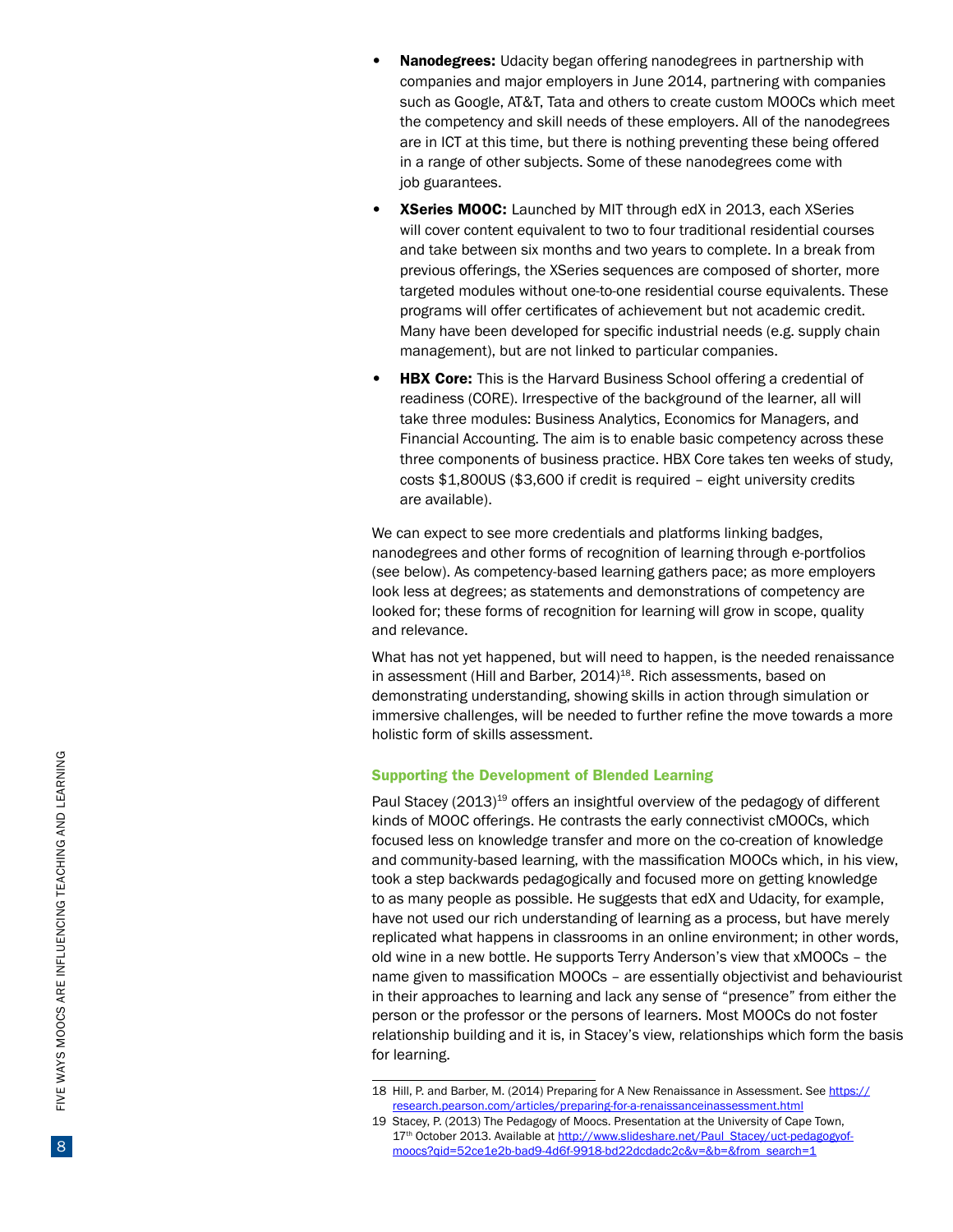- **Nanodegrees:** Udacity began offering nanodegrees in partnership with companies and major employers in June 2014, partnering with companies such as Google, AT&T, Tata and others to create custom MOOCs which meet the competency and skill needs of these employers. All of the nanodegrees are in ICT at this time, but there is nothing preventing these being offered in a range of other subjects. Some of these nanodegrees come with job guarantees.
- **XSeries MOOC:** Launched by MIT through edX in 2013, each XSeries will cover content equivalent to two to four traditional residential courses and take between six months and two years to complete. In a break from previous offerings, the XSeries sequences are composed of shorter, more targeted modules without one-to-one residential course equivalents. These programs will offer certificates of achievement but not academic credit. Many have been developed for specific industrial needs (e.g. supply chain management), but are not linked to particular companies.
- **HBX Core:** This is the Harvard Business School offering a credential of readiness (CORE). Irrespective of the background of the learner, all will take three modules: Business Analytics, Economics for Managers, and Financial Accounting. The aim is to enable basic competency across these three components of business practice. HBX Core takes ten weeks of study, costs $1,800US ($3,600 if credit is required – eight university credits are available).

We can expect to see more credentials and platforms linking badges, nanodegrees and other forms of recognition of learning through e-portfolios (see below). As competency-based learning gathers pace; as more employers look less at degrees; as statements and demonstrations of competency are looked for; these forms of recognition for learning will grow in scope, quality and relevance.

What has not yet happened, but will need to happen, is the needed renaissance in assessment (Hill and Barber, 2014)[18]. Rich assessments, based on demonstrating understanding, showing skills in action through simulation or immersive challenges, will be needed to further refine the move towards a more holistic form of skills assessment.

### Supporting the Development of Blended Learning

Paul Stacey (2013)[19] offers an insightful overview of the pedagogy of different kinds of MOOC offerings. He contrasts the early connectivist cMOOCs, which focused less on knowledge transfer and more on the co-creation of knowledge and community-based learning, with the massification MOOCs which, in his view, took a step backwards pedagogically and focused more on getting knowledge to as many people as possible. He suggests that edX and Udacity, for example, have not used our rich understanding of learning as a process, but have merely replicated what happens in classrooms in an online environment; in other words, old wine in a new bottle. He supports Terry Anderson's view that xMOOCs – the name given to massification MOOCs – are essentially objectivist and behaviourist in their approaches to learning and lack any sense of "presence" from either the person or the professor or the persons of learners. Most MOOCs do not foster relationship building and it is, in Stacey's view, relationships which form the basis for learning.

---

18 Hill, P. and Barber, M. (2014) Preparing for A New Renaissance in Assessment. See https://research.pearson.com/articles/preparing-for-a-renaissanceinassessment.html

19 Stacey, P. (2013) The Pedagogy of Moocs. Presentation at the University of Cape Town, 17th October 2013. Available at http://www.slideshare.net/Paul_Stacey/uct-pedagogyof-moocs?qid=52ce1e2b-bad9-4d6f-9918-bd22dcdadc2c&v=&b=&from_search=1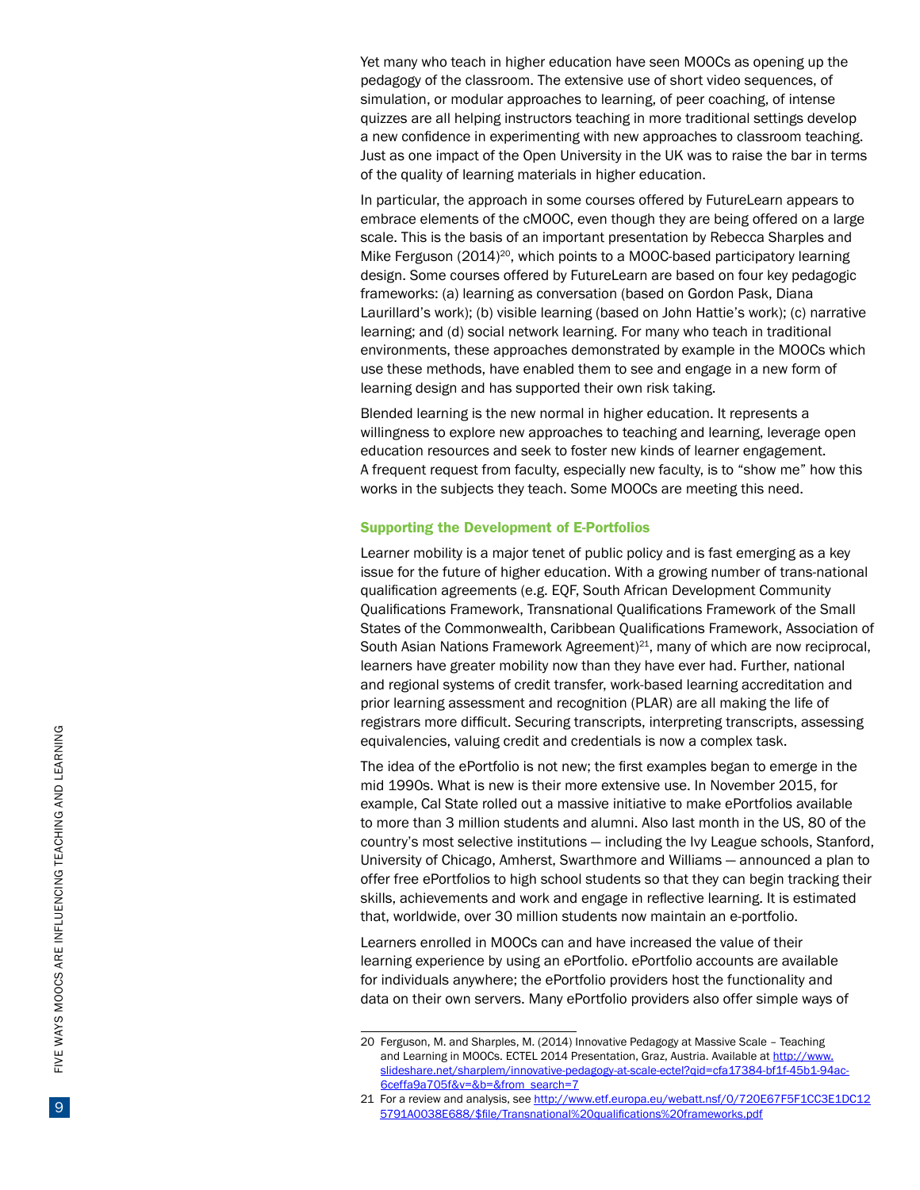Yet many who teach in higher education have seen MOOCs as opening up the pedagogy of the classroom. The extensive use of short video sequences, of simulation, or modular approaches to learning, of peer coaching, of intense quizzes are all helping instructors teaching in more traditional settings develop a new confidence in experimenting with new approaches to classroom teaching. Just as one impact of the Open University in the UK was to raise the bar in terms of the quality of learning materials in higher education.

In particular, the approach in some courses offered by FutureLearn appears to embrace elements of the cMOOC, even though they are being offered on a large scale. This is the basis of an important presentation by Rebecca Sharples and Mike Ferguson (2014)[20], which points to a MOOC-based participatory learning design. Some courses offered by FutureLearn are based on four key pedagogic frameworks: (a) learning as conversation (based on Gordon Pask, Diana Laurillard's work); (b) visible learning (based on John Hattie's work); (c) narrative learning; and (d) social network learning. For many who teach in traditional environments, these approaches demonstrated by example in the MOOCs which use these methods, have enabled them to see and engage in a new form of learning design and has supported their own risk taking.

Blended learning is the new normal in higher education. It represents a willingness to explore new approaches to teaching and learning, leverage open education resources and seek to foster new kinds of learner engagement. A frequent request from faculty, especially new faculty, is to "show me" how this works in the subjects they teach. Some MOOCs are meeting this need.

### Supporting the Development of E-Portfolios

Learner mobility is a major tenet of public policy and is fast emerging as a key issue for the future of higher education. With a growing number of trans-national qualification agreements (e.g. EQF, South African Development Community Qualifications Framework, Transnational Qualifications Framework of the Small States of the Commonwealth, Caribbean Qualifications Framework, Association of South Asian Nations Framework Agreement)[21], many of which are now reciprocal, learners have greater mobility now than they have ever had. Further, national and regional systems of credit transfer, work-based learning accreditation and prior learning assessment and recognition (PLAR) are all making the life of registrars more difficult. Securing transcripts, interpreting transcripts, assessing equivalencies, valuing credit and credentials is now a complex task.

The idea of the ePortfolio is not new; the first examples began to emerge in the mid 1990s. What is new is their more extensive use. In November 2015, for example, Cal State rolled out a massive initiative to make ePortfolios available to more than 3 million students and alumni. Also last month in the US, 80 of the country's most selective institutions — including the Ivy League schools, Stanford, University of Chicago, Amherst, Swarthmore and Williams — announced a plan to offer free ePortfolios to high school students so that they can begin tracking their skills, achievements and work and engage in reflective learning. It is estimated that, worldwide, over 30 million students now maintain an e-portfolio.

Learners enrolled in MOOCs can and have increased the value of their learning experience by using an ePortfolio. ePortfolio accounts are available for individuals anywhere; the ePortfolio providers host the functionality and data on their own servers. Many ePortfolio providers also offer simple ways of

---

20 Ferguson, M. and Sharples, M. (2014) Innovative Pedagogy at Massive Scale – Teaching and Learning in MOOCs. ECTEL 2014 Presentation, Graz, Austria. Available at http://www.slideshare.net/sharplem/innovative-pedagogy-at-scale-ectel?qid=cfa17384-bf1f-45b1-94ac-6ceffa9a705f&v=&b=&from_search=7

21 For a review and analysis, see http://www.etf.europa.eu/webatt.nsf/0/720E67F5F1CC3E1DC125791A0038E688/$file/Transnational%20qualifications%20frameworks.pdf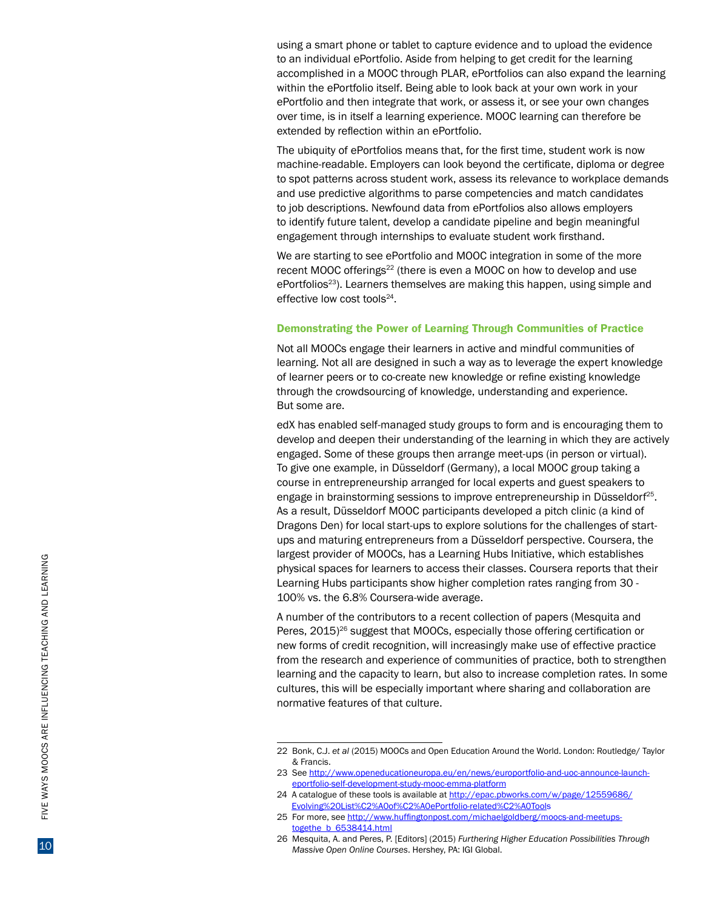using a smart phone or tablet to capture evidence and to upload the evidence to an individual ePortfolio. Aside from helping to get credit for the learning accomplished in a MOOC through PLAR, ePortfolios can also expand the learning within the ePortfolio itself. Being able to look back at your own work in your ePortfolio and then integrate that work, or assess it, or see your own changes over time, is in itself a learning experience. MOOC learning can therefore be extended by reflection within an ePortfolio.

The ubiquity of ePortfolios means that, for the first time, student work is now machine-readable. Employers can look beyond the certificate, diploma or degree to spot patterns across student work, assess its relevance to workplace demands and use predictive algorithms to parse competencies and match candidates to job descriptions. Newfound data from ePortfolios also allows employers to identify future talent, develop a candidate pipeline and begin meaningful engagement through internships to evaluate student work firsthand.

We are starting to see ePortfolio and MOOC integration in some of the more recent MOOC offerings[22] (there is even a MOOC on how to develop and use ePortfolios[23]). Learners themselves are making this happen, using simple and effective low cost tools[24].

### Demonstrating the Power of Learning Through Communities of Practice

Not all MOOCs engage their learners in active and mindful communities of learning. Not all are designed in such a way as to leverage the expert knowledge of learner peers or to co-create new knowledge or refine existing knowledge through the crowdsourcing of knowledge, understanding and experience. But some are.

edX has enabled self-managed study groups to form and is encouraging them to develop and deepen their understanding of the learning in which they are actively engaged. Some of these groups then arrange meet-ups (in person or virtual). To give one example, in Düsseldorf (Germany), a local MOOC group taking a course in entrepreneurship arranged for local experts and guest speakers to engage in brainstorming sessions to improve entrepreneurship in Düsseldorf[25]. As a result, Düsseldorf MOOC participants developed a pitch clinic (a kind of Dragons Den) for local start-ups to explore solutions for the challenges of start-ups and maturing entrepreneurs from a Düsseldorf perspective. Coursera, the largest provider of MOOCs, has a Learning Hubs Initiative, which establishes physical spaces for learners to access their classes. Coursera reports that their Learning Hubs participants show higher completion rates ranging from 30 - 100% vs. the 6.8% Coursera-wide average.

A number of the contributors to a recent collection of papers (Mesquita and Peres, 2015)[26] suggest that MOOCs, especially those offering certification or new forms of credit recognition, will increasingly make use of effective practice from the research and experience of communities of practice, both to strengthen learning and the capacity to learn, but also to increase completion rates. In some cultures, this will be especially important where sharing and collaboration are normative features of that culture.

---

22 Bonk, C.J. *et al* (2015) MOOCs and Open Education Around the World. London: Routledge/ Taylor & Francis.

23 See http://www.openeducationeuropa.eu/en/news/europortfolio-and-uoc-announce-launch-eportfolio-self-development-study-mooc-emma-platform

24 A catalogue of these tools is available at http://epac.pbworks.com/w/page/12559686/Evolving%20List%C2%A0of%C2%A0ePortfolio-related%C2%A0Tools

25 For more, see http://www.huffingtonpost.com/michaelgoldberg/moocs-and-meetups-togethe_b_6538414.html

26 Mesquita, A. and Peres, P. [Editors] (2015) *Furthering Higher Education Possibilities Through Massive Open Online Courses*. Hershey, PA: IGI Global.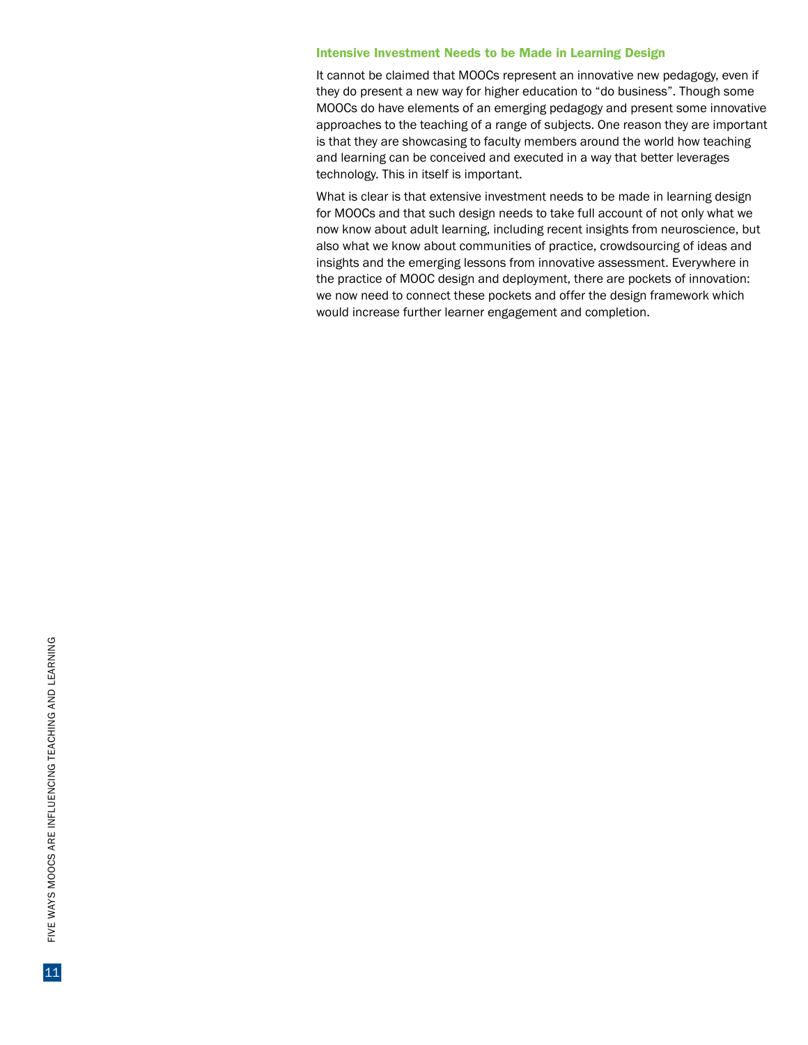### Intensive Investment Needs to be Made in Learning Design

It cannot be claimed that MOOCs represent an innovative new pedagogy, even if they do present a new way for higher education to "do business". Though some MOOCs do have elements of an emerging pedagogy and present some innovative approaches to the teaching of a range of subjects. One reason they are important is that they are showcasing to faculty members around the world how teaching and learning can be conceived and executed in a way that better leverages technology. This in itself is important.

What is clear is that extensive investment needs to be made in learning design for MOOCs and that such design needs to take full account of not only what we now know about adult learning, including recent insights from neuroscience, but also what we know about communities of practice, crowdsourcing of ideas and insights and the emerging lessons from innovative assessment. Everywhere in the practice of MOOC design and deployment, there are pockets of innovation: we now need to connect these pockets and offer the design framework which would increase further learner engagement and completion.